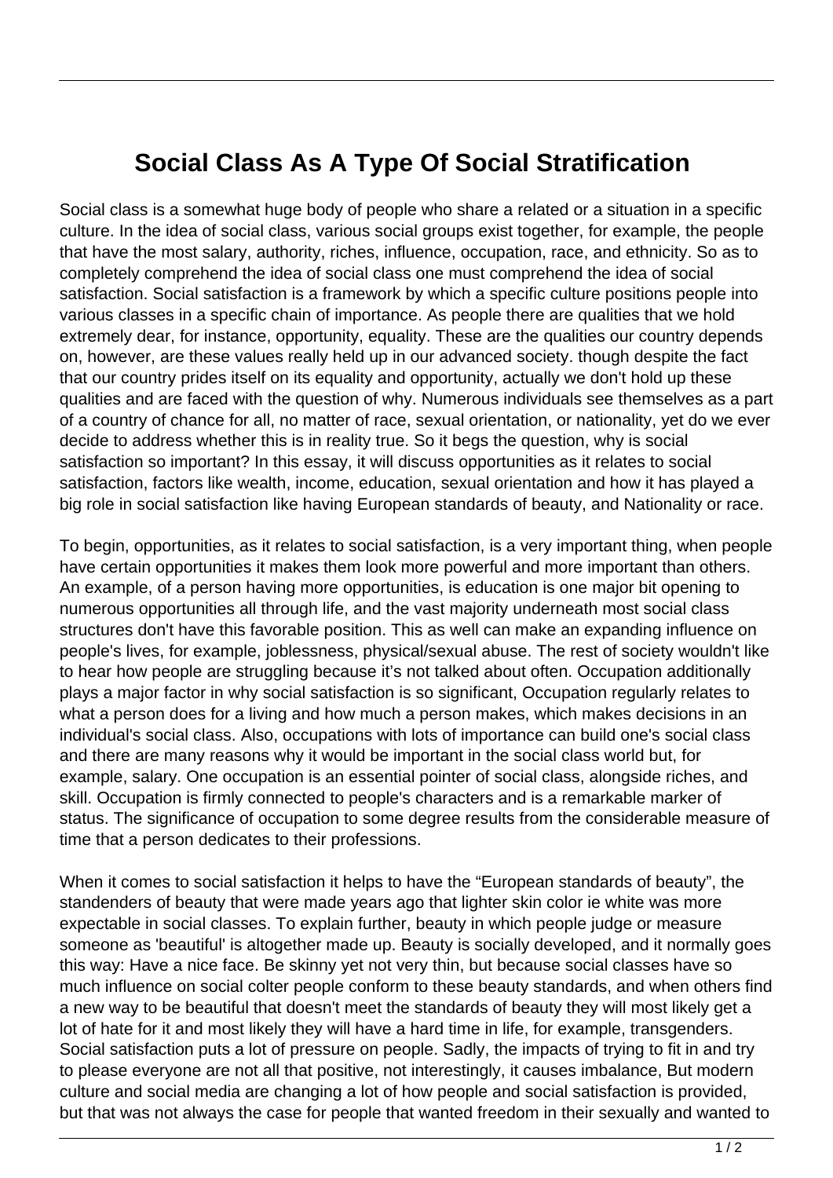# Social Class As A Type Of Social Stratification

Social class is a somewhat huge body of people who share a related or a situation in a specific culture. In the idea of social class, various social groups exist together, for example, the people that have the most salary, authority, riches, influence, occupation, race, and ethnicity. So as to completely comprehend the idea of social class one must comprehend the idea of social satisfaction. Social satisfaction is a framework by which a specific culture positions people into various classes in a specific chain of importance. As people there are qualities that we hold extremely dear, for instance, opportunity, equality. These are the qualities our country depends on, however, are these values really held up in our advanced society. though despite the fact that our country prides itself on its equality and opportunity, actually we don't hold up these qualities and are faced with the question of why. Numerous individuals see themselves as a part of a country of chance for all, no matter of race, sexual orientation, or nationality, yet do we ever decide to address whether this is in reality true. So it begs the question, why is social satisfaction so important? In this essay, it will discuss opportunities as it relates to social satisfaction, factors like wealth, income, education, sexual orientation and how it has played a big role in social satisfaction like having European standards of beauty, and Nationality or race.

To begin, opportunities, as it relates to social satisfaction, is a very important thing, when people have certain opportunities it makes them look more powerful and more important than others. An example, of a person having more opportunities, is education is one major bit opening to numerous opportunities all through life, and the vast majority underneath most social class structures don't have this favorable position. This as well can make an expanding influence on people's lives, for example, joblessness, physical/sexual abuse. The rest of society wouldn't like to hear how people are struggling because it's not talked about often. Occupation additionally plays a major factor in why social satisfaction is so significant, Occupation regularly relates to what a person does for a living and how much a person makes, which makes decisions in an individual's social class. Also, occupations with lots of importance can build one's social class and there are many reasons why it would be important in the social class world but, for example, salary. One occupation is an essential pointer of social class, alongside riches, and skill. Occupation is firmly connected to people's characters and is a remarkable marker of status. The significance of occupation to some degree results from the considerable measure of time that a person dedicates to their professions.

When it comes to social satisfaction it helps to have the "European standards of beauty", the standenders of beauty that were made years ago that lighter skin color ie white was more expectable in social classes. To explain further, beauty in which people judge or measure someone as 'beautiful' is altogether made up. Beauty is socially developed, and it normally goes this way: Have a nice face. Be skinny yet not very thin, but because social classes have so much influence on social colter people conform to these beauty standards, and when others find a new way to be beautiful that doesn't meet the standards of beauty they will most likely get a lot of hate for it and most likely they will have a hard time in life, for example, transgenders. Social satisfaction puts a lot of pressure on people. Sadly, the impacts of trying to fit in and try to please everyone are not all that positive, not interestingly, it causes imbalance, But modern culture and social media are changing a lot of how people and social satisfaction is provided, but that was not always the case for people that wanted freedom in their sexually and wanted to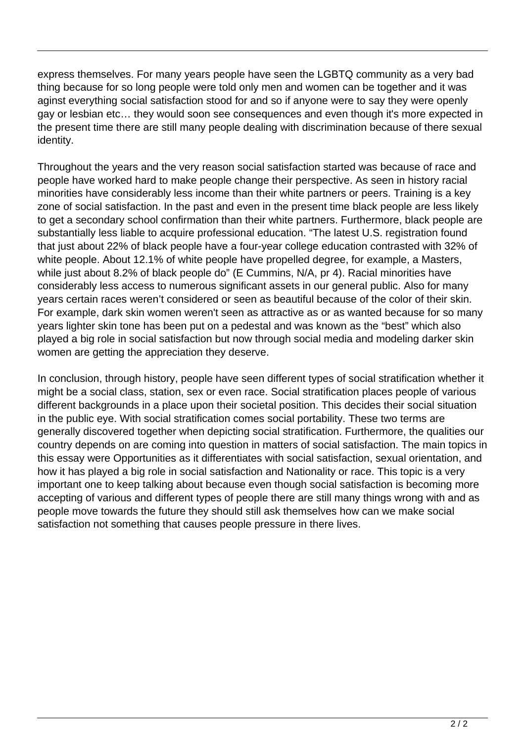express themselves. For many years people have seen the LGBTQ community as a very bad thing because for so long people were told only men and women can be together and it was aginst everything social satisfaction stood for and so if anyone were to say they were openly gay or lesbian etc… they would soon see consequences and even though it's more expected in the present time there are still many people dealing with discrimination because of there sexual identity.

Throughout the years and the very reason social satisfaction started was because of race and people have worked hard to make people change their perspective. As seen in history racial minorities have considerably less income than their white partners or peers. Training is a key zone of social satisfaction. In the past and even in the present time black people are less likely to get a secondary school confirmation than their white partners. Furthermore, black people are substantially less liable to acquire professional education. “The latest U.S. registration found that just about 22% of black people have a four-year college education contrasted with 32% of white people. About 12.1% of white people have propelled degree, for example, a Masters, while just about 8.2% of black people do” (E Cummins, N/A, pr 4). Racial minorities have considerably less access to numerous significant assets in our general public. Also for many years certain races weren’t considered or seen as beautiful because of the color of their skin. For example, dark skin women weren't seen as attractive as or as wanted because for so many years lighter skin tone has been put on a pedestal and was known as the “best” which also played a big role in social satisfaction but now through social media and modeling darker skin women are getting the appreciation they deserve.

In conclusion, through history, people have seen different types of social stratification whether it might be a social class, station, sex or even race. Social stratification places people of various different backgrounds in a place upon their societal position. This decides their social situation in the public eye. With social stratification comes social portability. These two terms are generally discovered together when depicting social stratification. Furthermore, the qualities our country depends on are coming into question in matters of social satisfaction. The main topics in this essay were Opportunities as it differentiates with social satisfaction, sexual orientation, and how it has played a big role in social satisfaction and Nationality or race. This topic is a very important one to keep talking about because even though social satisfaction is becoming more accepting of various and different types of people there are still many things wrong with and as people move towards the future they should still ask themselves how can we make social satisfaction not something that causes people pressure in there lives.